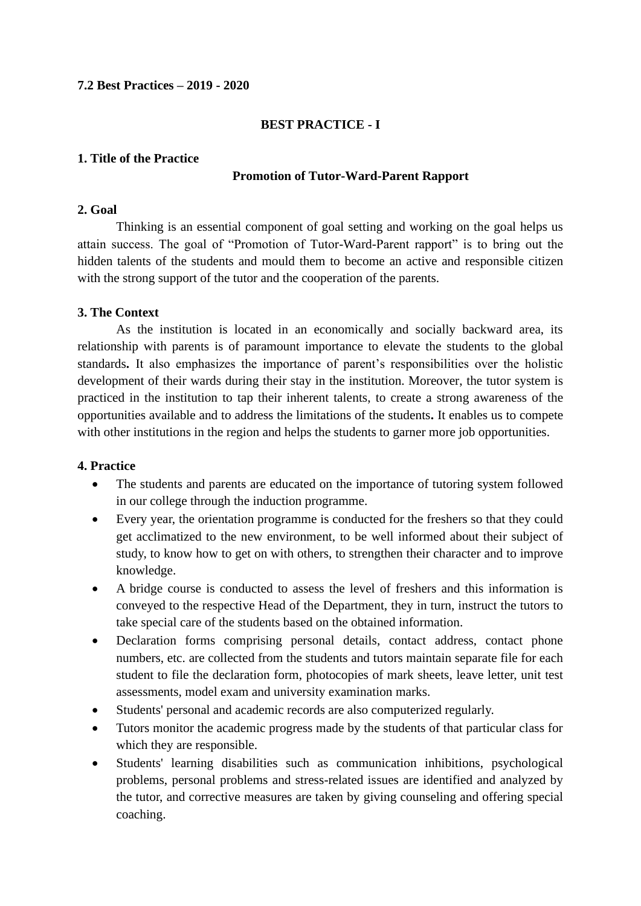**7.2 Best Practices – 2019 - 2020**

## BEST PRACTICE - I

### 1. Title of the Practice

**Promotion of Tutor-Ward-Parent Rapport**

### 2. Goal

Thinking is an essential component of goal setting and working on the goal helps us attain success. The goal of "Promotion of Tutor-Ward-Parent rapport" is to bring out the hidden talents of the students and mould them to become an active and responsible citizen with the strong support of the tutor and the cooperation of the parents.

### 3. The Context

As the institution is located in an economically and socially backward area, its relationship with parents is of paramount importance to elevate the students to the global standards**.** It also emphasizes the importance of parent's responsibilities over the holistic development of their wards during their stay in the institution. Moreover, the tutor system is practiced in the institution to tap their inherent talents, to create a strong awareness of the opportunities available and to address the limitations of the students**.** It enables us to compete with other institutions in the region and helps the students to garner more job opportunities.

### 4. Practice

- The students and parents are educated on the importance of tutoring system followed in our college through the induction programme.
- Every year, the orientation programme is conducted for the freshers so that they could get acclimatized to the new environment, to be well informed about their subject of study, to know how to get on with others, to strengthen their character and to improve knowledge.
- A bridge course is conducted to assess the level of freshers and this information is conveyed to the respective Head of the Department, they in turn, instruct the tutors to take special care of the students based on the obtained information.
- Declaration forms comprising personal details, contact address, contact phone numbers, etc. are collected from the students and tutors maintain separate file for each student to file the declaration form, photocopies of mark sheets, leave letter, unit test assessments, model exam and university examination marks.
- Students' personal and academic records are also computerized regularly.
- Tutors monitor the academic progress made by the students of that particular class for which they are responsible.
- Students' learning disabilities such as communication inhibitions, psychological problems, personal problems and stress-related issues are identified and analyzed by the tutor, and corrective measures are taken by giving counseling and offering special coaching.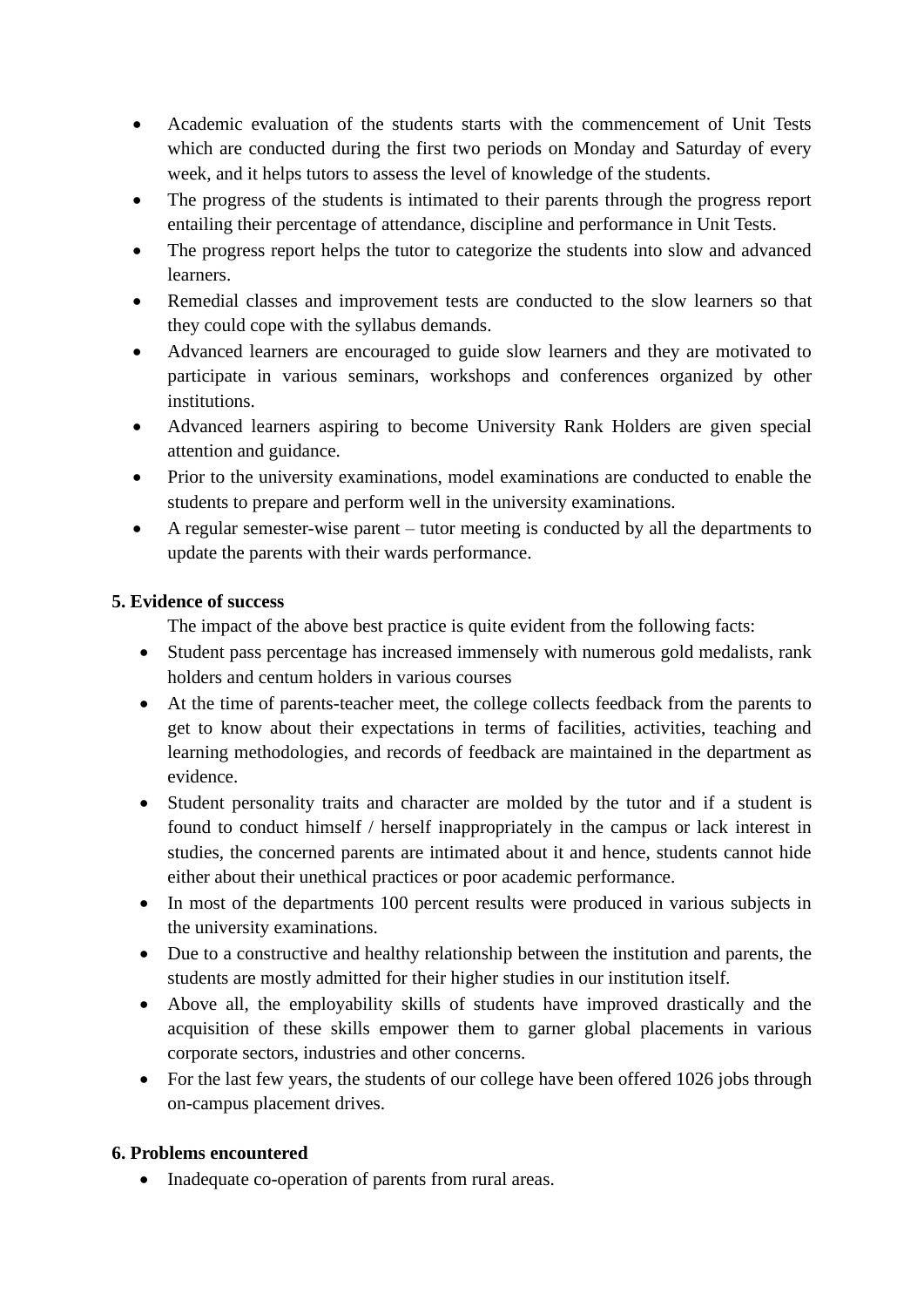- Academic evaluation of the students starts with the commencement of Unit Tests which are conducted during the first two periods on Monday and Saturday of every week, and it helps tutors to assess the level of knowledge of the students.
- The progress of the students is intimated to their parents through the progress report entailing their percentage of attendance, discipline and performance in Unit Tests.
- The progress report helps the tutor to categorize the students into slow and advanced learners.
- Remedial classes and improvement tests are conducted to the slow learners so that they could cope with the syllabus demands.
- Advanced learners are encouraged to guide slow learners and they are motivated to participate in various seminars, workshops and conferences organized by other institutions.
- Advanced learners aspiring to become University Rank Holders are given special attention and guidance.
- Prior to the university examinations, model examinations are conducted to enable the students to prepare and perform well in the university examinations.
- A regular semester-wise parent – tutor meeting is conducted by all the departments to update the parents with their wards performance.

**5. Evidence of success**

The impact of the above best practice is quite evident from the following facts:

- Student pass percentage has increased immensely with numerous gold medalists, rank holders and centum holders in various courses
- At the time of parents-teacher meet, the college collects feedback from the parents to get to know about their expectations in terms of facilities, activities, teaching and learning methodologies, and records of feedback are maintained in the department as evidence.
- Student personality traits and character are molded by the tutor and if a student is found to conduct himself / herself inappropriately in the campus or lack interest in studies, the concerned parents are intimated about it and hence, students cannot hide either about their unethical practices or poor academic performance.
- In most of the departments 100 percent results were produced in various subjects in the university examinations.
- Due to a constructive and healthy relationship between the institution and parents, the students are mostly admitted for their higher studies in our institution itself.
- Above all, the employability skills of students have improved drastically and the acquisition of these skills empower them to garner global placements in various corporate sectors, industries and other concerns.
- For the last few years, the students of our college have been offered 1026 jobs through on-campus placement drives.

**6. Problems encountered**

- Inadequate co-operation of parents from rural areas.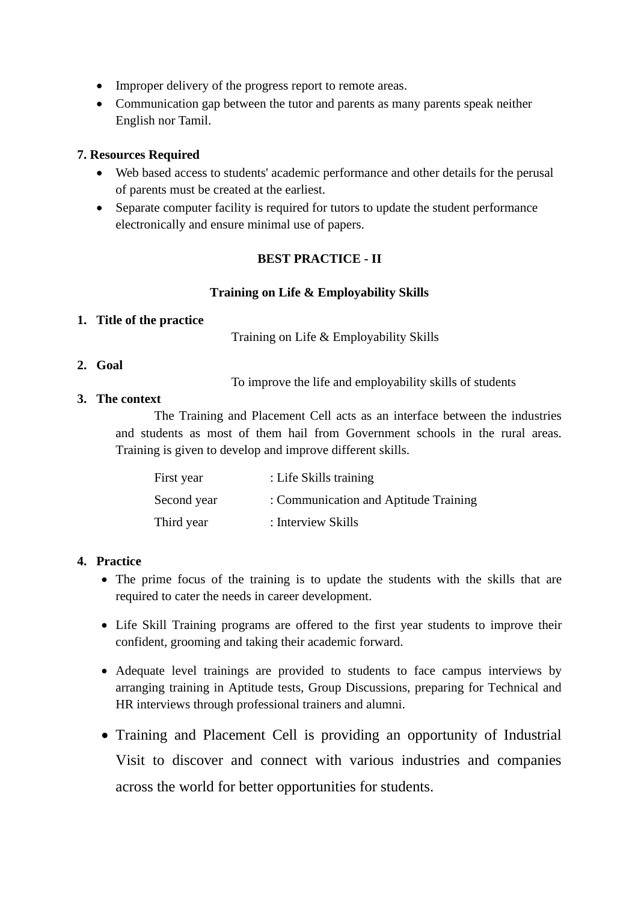- Improper delivery of the progress report to remote areas.
- Communication gap between the tutor and parents as many parents speak neither English nor Tamil.

**7. Resources Required**

- Web based access to students' academic performance and other details for the perusal of parents must be created at the earliest.
- Separate computer facility is required for tutors to update the student performance electronically and ensure minimal use of papers.

## BEST PRACTICE - II

### Training on Life & Employability Skills

1. **Title of the practice**

   Training on Life & Employability Skills

2. **Goal**

   To improve the life and employability skills of students

3. **The context**

   The Training and Placement Cell acts as an interface between the industries and students as most of them hail from Government schools in the rural areas. Training is given to develop and improve different skills.

   | | |
   |---|---|
   | First year | : Life Skills training |
   | Second year | : Communication and Aptitude Training |
   | Third year | : Interview Skills |

4. **Practice**

   - The prime focus of the training is to update the students with the skills that are required to cater the needs in career development.
   - Life Skill Training programs are offered to the first year students to improve their confident, grooming and taking their academic forward.
   - Adequate level trainings are provided to students to face campus interviews by arranging training in Aptitude tests, Group Discussions, preparing for Technical and HR interviews through professional trainers and alumni.
   - Training and Placement Cell is providing an opportunity of Industrial Visit to discover and connect with various industries and companies across the world for better opportunities for students.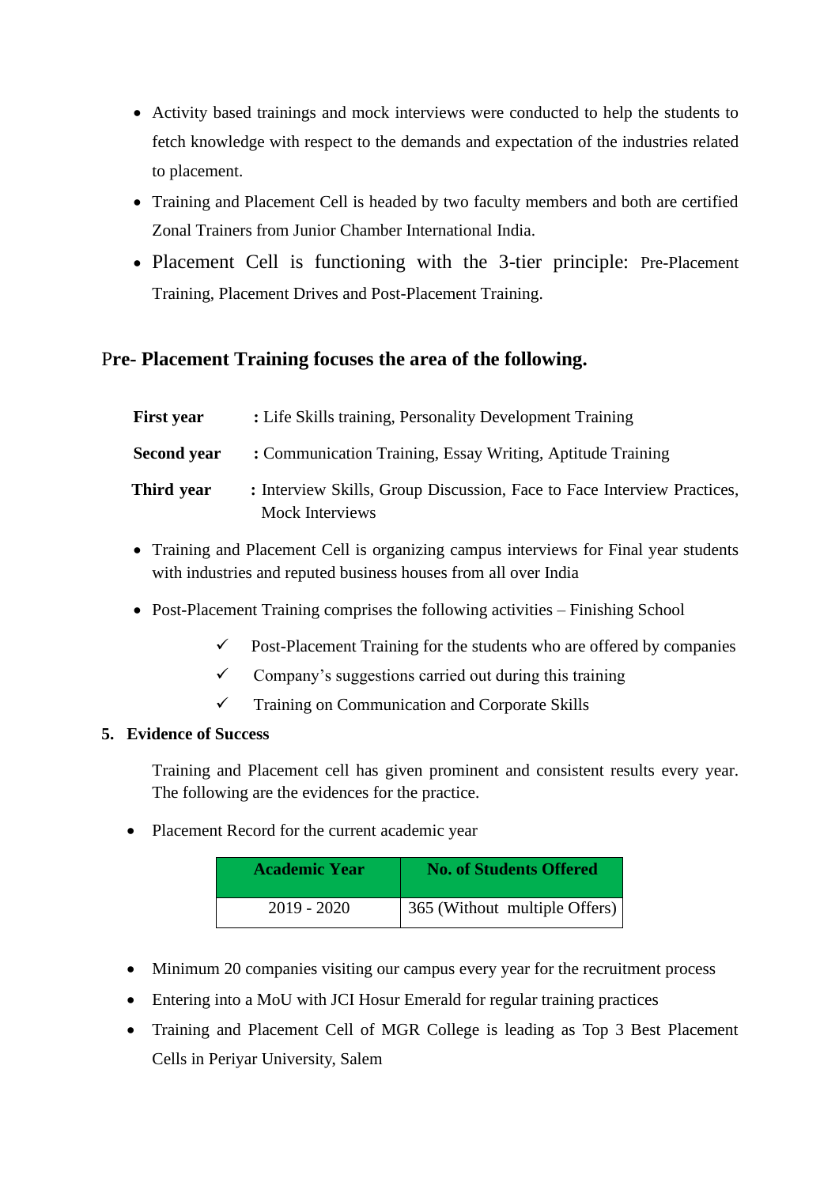- Activity based trainings and mock interviews were conducted to help the students to fetch knowledge with respect to the demands and expectation of the industries related to placement.
- Training and Placement Cell is headed by two faculty members and both are certified Zonal Trainers from Junior Chamber International India.
- Placement Cell is functioning with the 3-tier principle: Pre-Placement Training, Placement Drives and Post-Placement Training.

## Pre- Placement Training focuses the area of the following.

**First year** : Life Skills training, Personality Development Training

**Second year** : Communication Training, Essay Writing, Aptitude Training

**Third year** : Interview Skills, Group Discussion, Face to Face Interview Practices, Mock Interviews

- Training and Placement Cell is organizing campus interviews for Final year students with industries and reputed business houses from all over India
- Post-Placement Training comprises the following activities – Finishing School
  - ✓ Post-Placement Training for the students who are offered by companies
  - ✓ Company's suggestions carried out during this training
  - ✓ Training on Communication and Corporate Skills

**5. Evidence of Success**

Training and Placement cell has given prominent and consistent results every year. The following are the evidences for the practice.

- Placement Record for the current academic year

| Academic Year | No. of Students Offered |
|---|---|
| 2019 - 2020 | 365 (Without multiple Offers) |

- Minimum 20 companies visiting our campus every year for the recruitment process
- Entering into a MoU with JCI Hosur Emerald for regular training practices
- Training and Placement Cell of MGR College is leading as Top 3 Best Placement Cells in Periyar University, Salem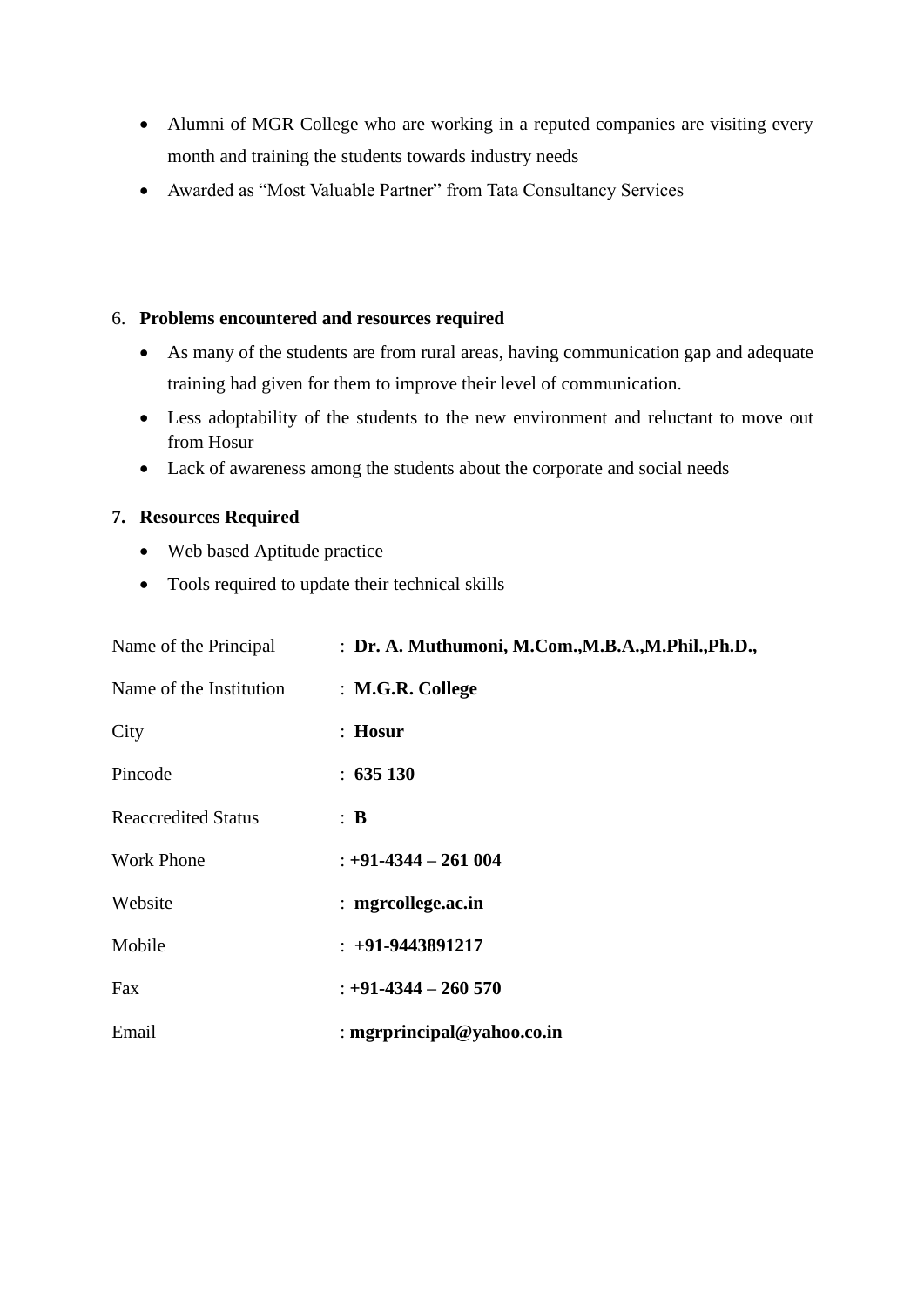- Alumni of MGR College who are working in a reputed companies are visiting every month and training the students towards industry needs
- Awarded as “Most Valuable Partner” from Tata Consultancy Services

6. **Problems encountered and resources required**

- As many of the students are from rural areas, having communication gap and adequate training had given for them to improve their level of communication.
- Less adoptability of the students to the new environment and reluctant to move out from Hosur
- Lack of awareness among the students about the corporate and social needs

**7. Resources Required**

- Web based Aptitude practice
- Tools required to update their technical skills

| | |
|---|---|
| Name of the Principal | : **Dr. A. Muthumoni, M.Com.,M.B.A.,M.Phil.,Ph.D.,** |
| Name of the Institution | : **M.G.R. College** |
| City | : **Hosur** |
| Pincode | : **635 130** |
| Reaccredited Status | : **B** |
| Work Phone | : **+91-4344 – 261 004** |
| Website | : **mgrcollege.ac.in** |
| Mobile | : **+91-9443891217** |
| Fax | : **+91-4344 – 260 570** |
| Email | : **mgrprincipal@yahoo.co.in** |